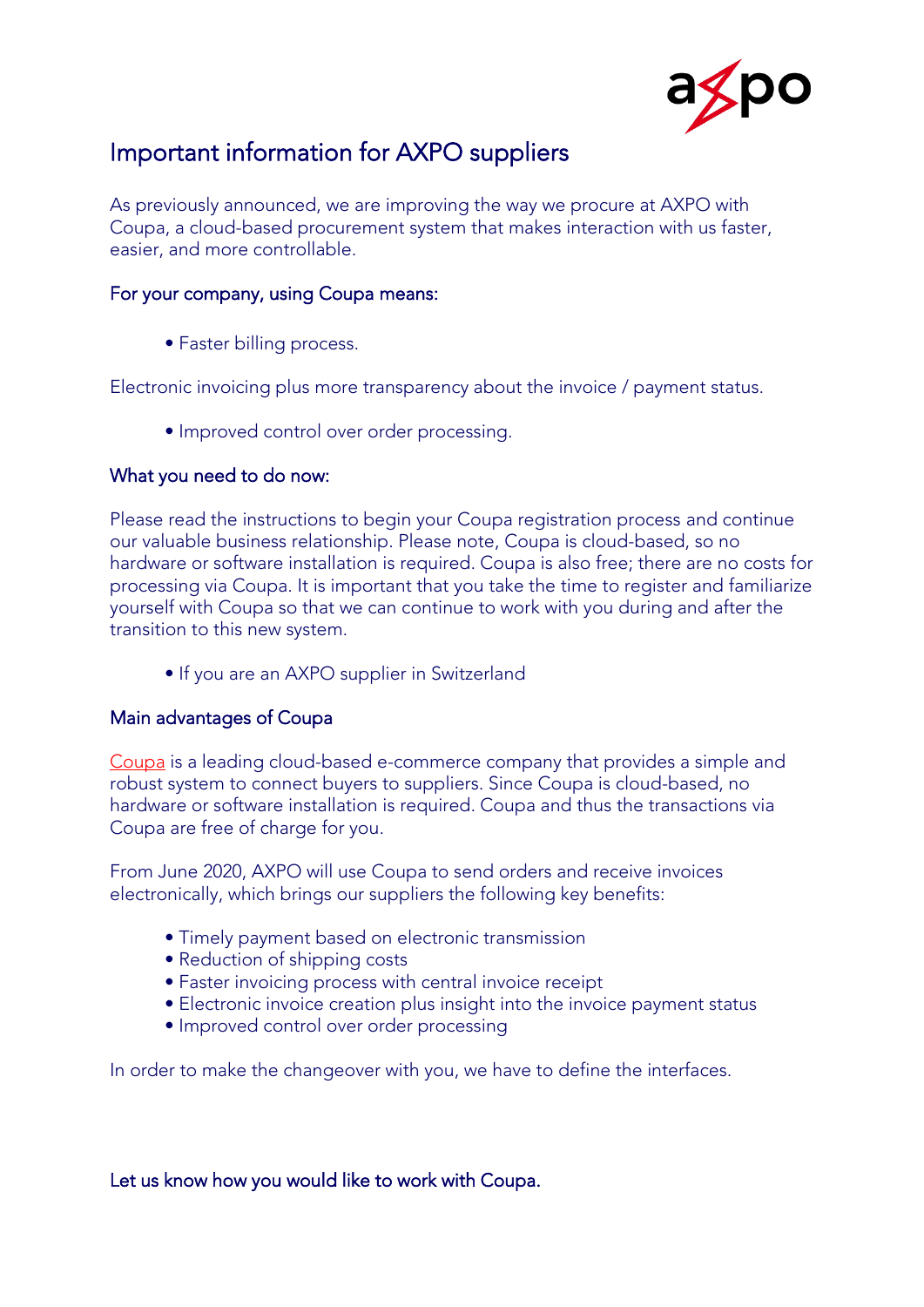# Important information for AXPO suppliers

As previously announced, we are improving the way we procure at AXPO with Coupa, a cloud-based procurement system that makes interaction with us faster, easier, and more controllable.

### For your company, using Coupa means:

- Faster billing process.

Electronic invoicing plus more transparency about the invoice / payment status.

- Improved control over order processing.

### What you need to do now:

Please read the instructions to begin your Coupa registration process and continue our valuable business relationship. Please note, Coupa is cloud-based, so no hardware or software installation is required. Coupa is also free; there are no costs for processing via Coupa. It is important that you take the time to register and familiarize yourself with Coupa so that we can continue to work with you during and after the transition to this new system.

- If you are an AXPO supplier in Switzerland

### Main advantages of Coupa

Coupa is a leading cloud-based e-commerce company that provides a simple and robust system to connect buyers to suppliers. Since Coupa is cloud-based, no hardware or software installation is required. Coupa and thus the transactions via Coupa are free of charge for you.

From June 2020, AXPO will use Coupa to send orders and receive invoices electronically, which brings our suppliers the following key benefits:

- Timely payment based on electronic transmission
- Reduction of shipping costs
- Faster invoicing process with central invoice receipt
- Electronic invoice creation plus insight into the invoice payment status
- Improved control over order processing

In order to make the changeover with you, we have to define the interfaces.

### Let us know how you would like to work with Coupa.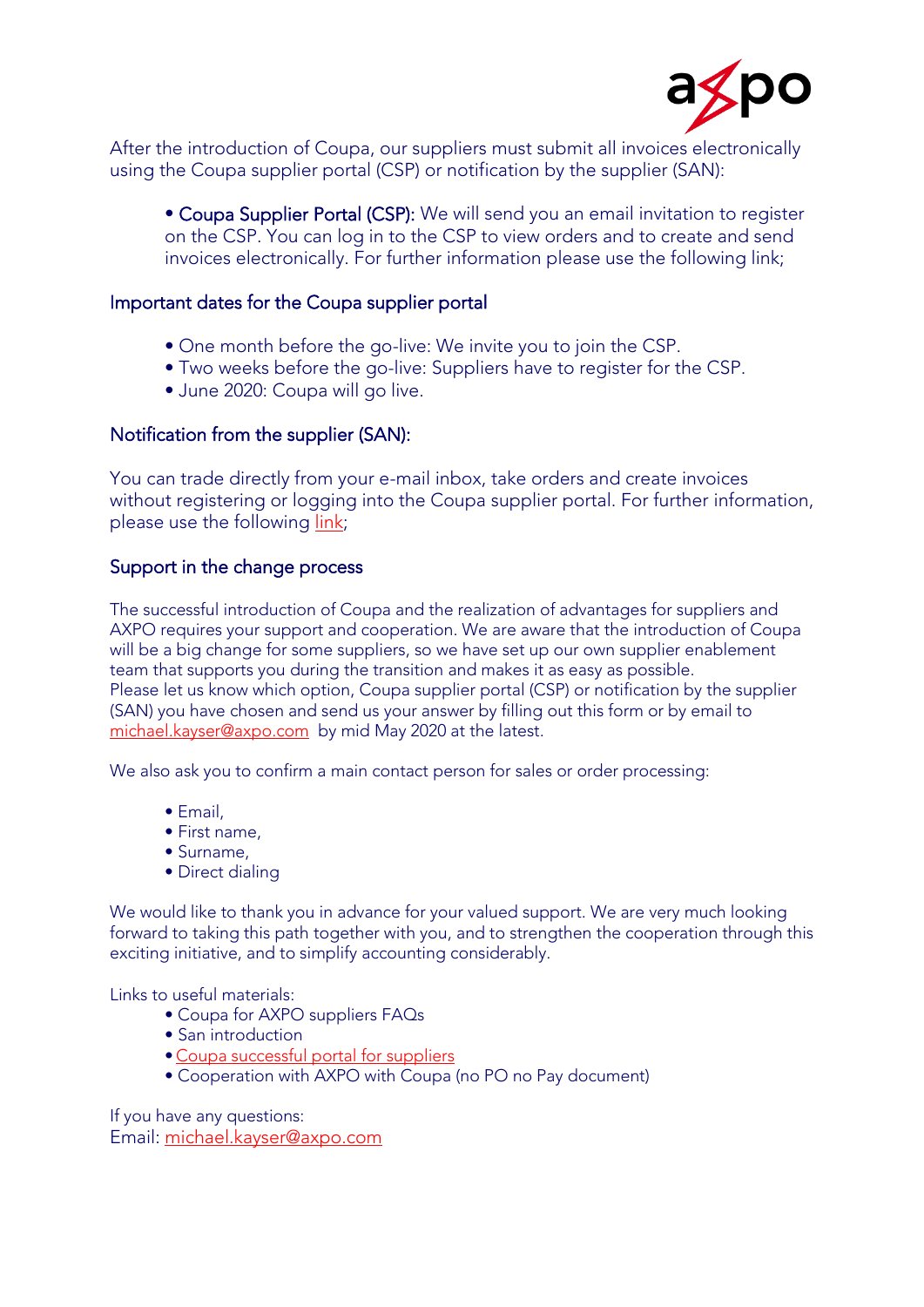After the introduction of Coupa, our suppliers must submit all invoices electronically using the Coupa supplier portal (CSP) or notification by the supplier (SAN):

- Coupa Supplier Portal (CSP): We will send you an email invitation to register on the CSP. You can log in to the CSP to view orders and to create and send invoices electronically. For further information please use the following link;

## Important dates for the Coupa supplier portal

- One month before the go-live: We invite you to join the CSP.
- Two weeks before the go-live: Suppliers have to register for the CSP.
- June 2020: Coupa will go live.

## Notification from the supplier (SAN):

You can trade directly from your e-mail inbox, take orders and create invoices without registering or logging into the Coupa supplier portal. For further information, please use the following link;

## Support in the change process

The successful introduction of Coupa and the realization of advantages for suppliers and AXPO requires your support and cooperation. We are aware that the introduction of Coupa will be a big change for some suppliers, so we have set up our own supplier enablement team that supports you during the transition and makes it as easy as possible.
Please let us know which option, Coupa supplier portal (CSP) or notification by the supplier (SAN) you have chosen and send us your answer by filling out this form or by email to michael.kayser@axpo.com by mid May 2020 at the latest.

We also ask you to confirm a main contact person for sales or order processing:

- Email,
- First name,
- Surname,
- Direct dialing

We would like to thank you in advance for your valued support. We are very much looking forward to taking this path together with you, and to strengthen the cooperation through this exciting initiative, and to simplify accounting considerably.

Links to useful materials:

- Coupa for AXPO suppliers FAQs
- San introduction
- Coupa successful portal for suppliers
- Cooperation with AXPO with Coupa (no PO no Pay document)

If you have any questions:
Email: michael.kayser@axpo.com